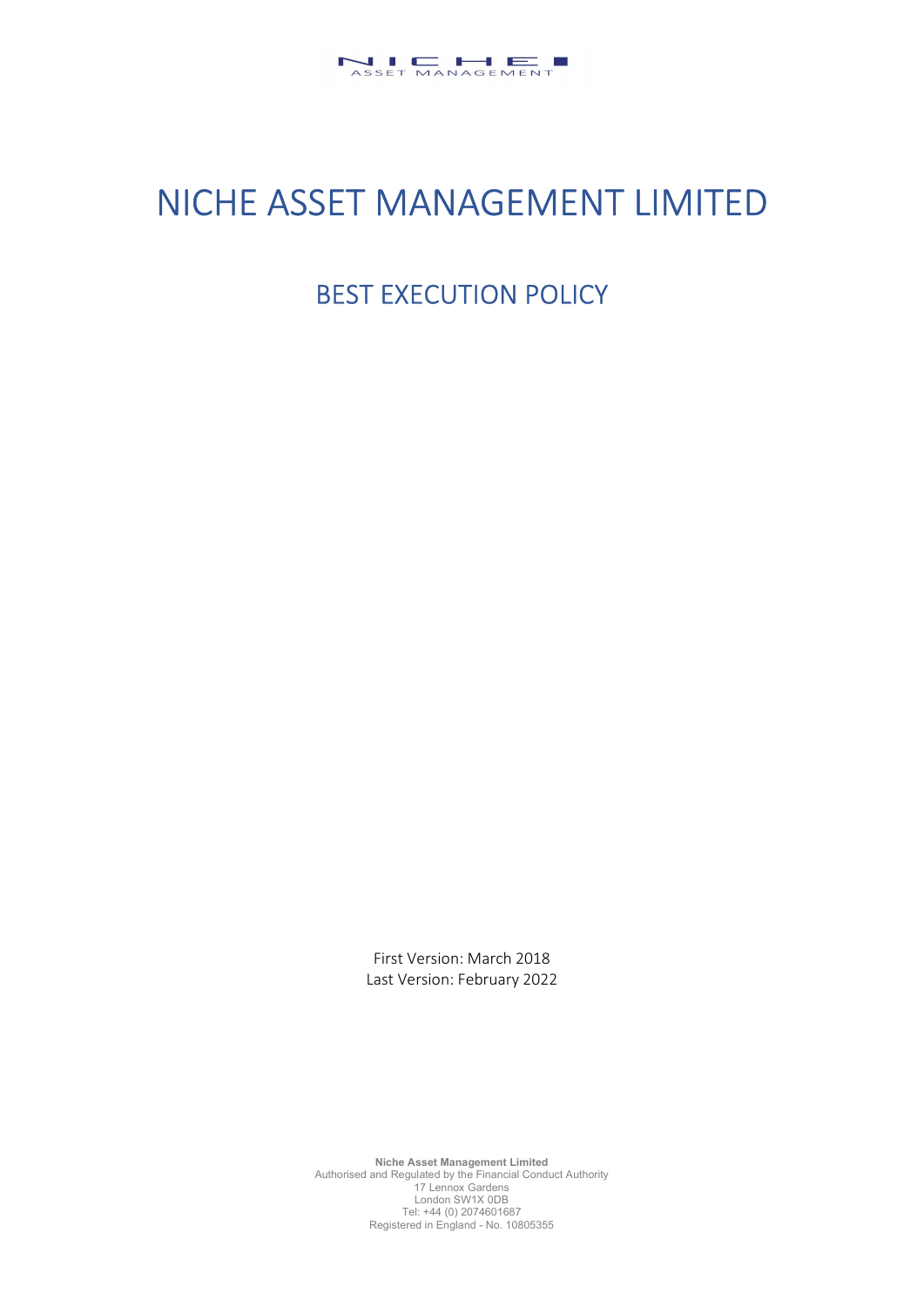NICHE
ASSET MANAGEMENT

# NICHE ASSET MANAGEMENT LIMITED

## BEST EXECUTION POLICY

First Version: March 2018
Last Version: February 2022

**Niche Asset Management Limited**
Authorised and Regulated by the Financial Conduct Authority
17 Lennox Gardens
London SW1X 0DB
Tel: +44 (0) 2074601687
Registered in England - No. 10805355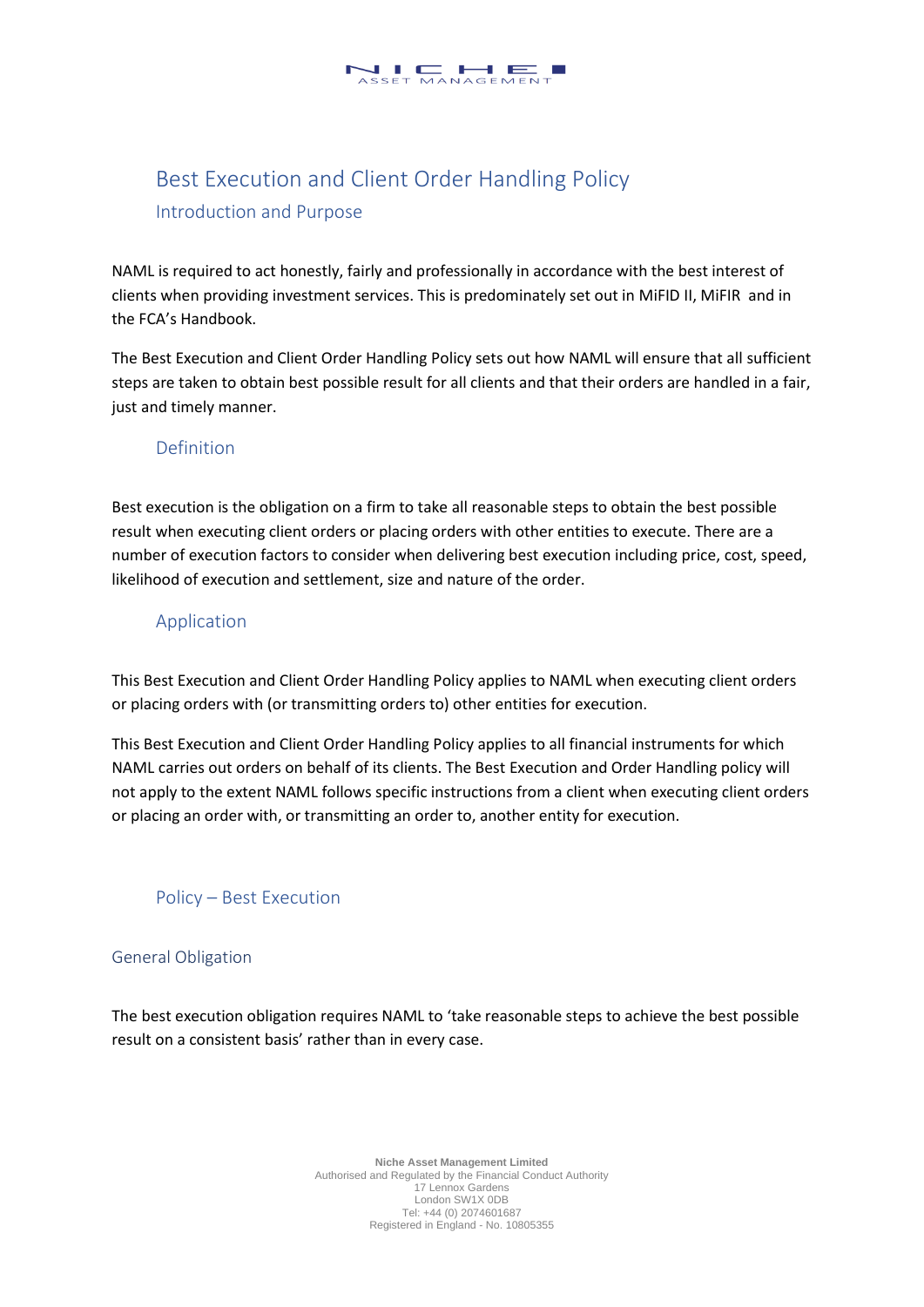# Best Execution and Client Order Handling Policy

## Introduction and Purpose

NAML is required to act honestly, fairly and professionally in accordance with the best interest of clients when providing investment services. This is predominately set out in MiFID II, MiFIR and in the FCA's Handbook.

The Best Execution and Client Order Handling Policy sets out how NAML will ensure that all sufficient steps are taken to obtain best possible result for all clients and that their orders are handled in a fair, just and timely manner.

### Definition

Best execution is the obligation on a firm to take all reasonable steps to obtain the best possible result when executing client orders or placing orders with other entities to execute. There are a number of execution factors to consider when delivering best execution including price, cost, speed, likelihood of execution and settlement, size and nature of the order.

### Application

This Best Execution and Client Order Handling Policy applies to NAML when executing client orders or placing orders with (or transmitting orders to) other entities for execution.

This Best Execution and Client Order Handling Policy applies to all financial instruments for which NAML carries out orders on behalf of its clients. The Best Execution and Order Handling policy will not apply to the extent NAML follows specific instructions from a client when executing client orders or placing an order with, or transmitting an order to, another entity for execution.

### Policy – Best Execution

#### General Obligation

The best execution obligation requires NAML to 'take reasonable steps to achieve the best possible result on a consistent basis' rather than in every case.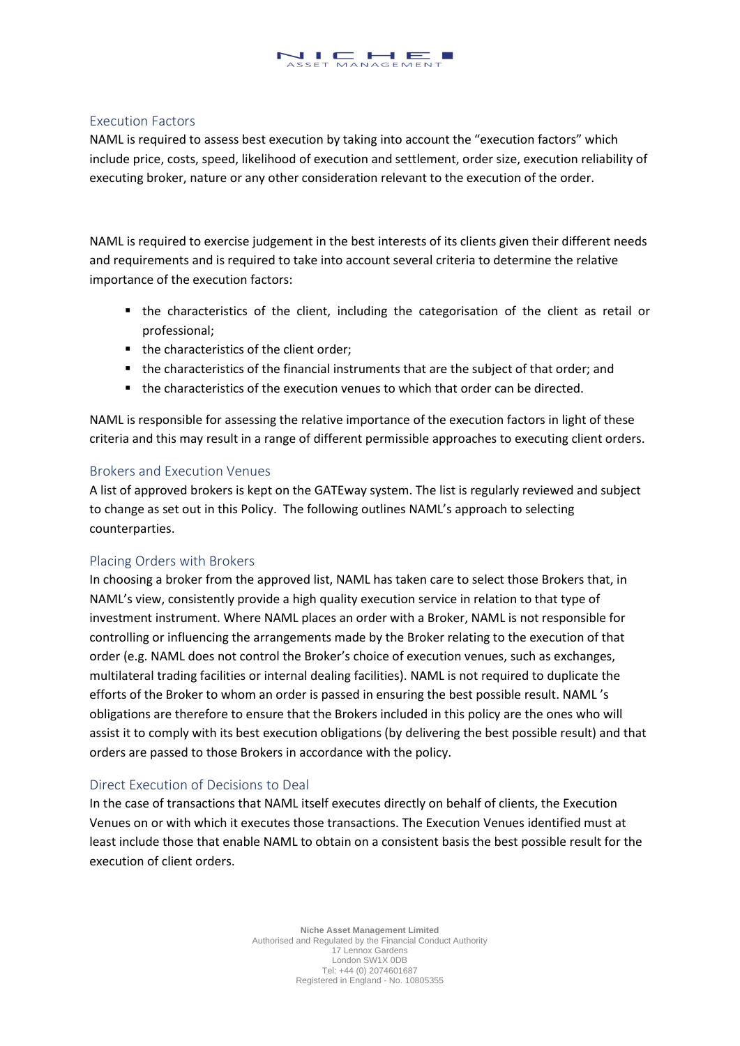## Execution Factors

NAML is required to assess best execution by taking into account the "execution factors" which include price, costs, speed, likelihood of execution and settlement, order size, execution reliability of executing broker, nature or any other consideration relevant to the execution of the order.

NAML is required to exercise judgement in the best interests of its clients given their different needs and requirements and is required to take into account several criteria to determine the relative importance of the execution factors:

- the characteristics of the client, including the categorisation of the client as retail or professional;
- the characteristics of the client order;
- the characteristics of the financial instruments that are the subject of that order; and
- the characteristics of the execution venues to which that order can be directed.

NAML is responsible for assessing the relative importance of the execution factors in light of these criteria and this may result in a range of different permissible approaches to executing client orders.

## Brokers and Execution Venues

A list of approved brokers is kept on the GATEway system. The list is regularly reviewed and subject to change as set out in this Policy. The following outlines NAML's approach to selecting counterparties.

## Placing Orders with Brokers

In choosing a broker from the approved list, NAML has taken care to select those Brokers that, in NAML's view, consistently provide a high quality execution service in relation to that type of investment instrument. Where NAML places an order with a Broker, NAML is not responsible for controlling or influencing the arrangements made by the Broker relating to the execution of that order (e.g. NAML does not control the Broker's choice of execution venues, such as exchanges, multilateral trading facilities or internal dealing facilities). NAML is not required to duplicate the efforts of the Broker to whom an order is passed in ensuring the best possible result. NAML 's obligations are therefore to ensure that the Brokers included in this policy are the ones who will assist it to comply with its best execution obligations (by delivering the best possible result) and that orders are passed to those Brokers in accordance with the policy.

## Direct Execution of Decisions to Deal

In the case of transactions that NAML itself executes directly on behalf of clients, the Execution Venues on or with which it executes those transactions. The Execution Venues identified must at least include those that enable NAML to obtain on a consistent basis the best possible result for the execution of client orders.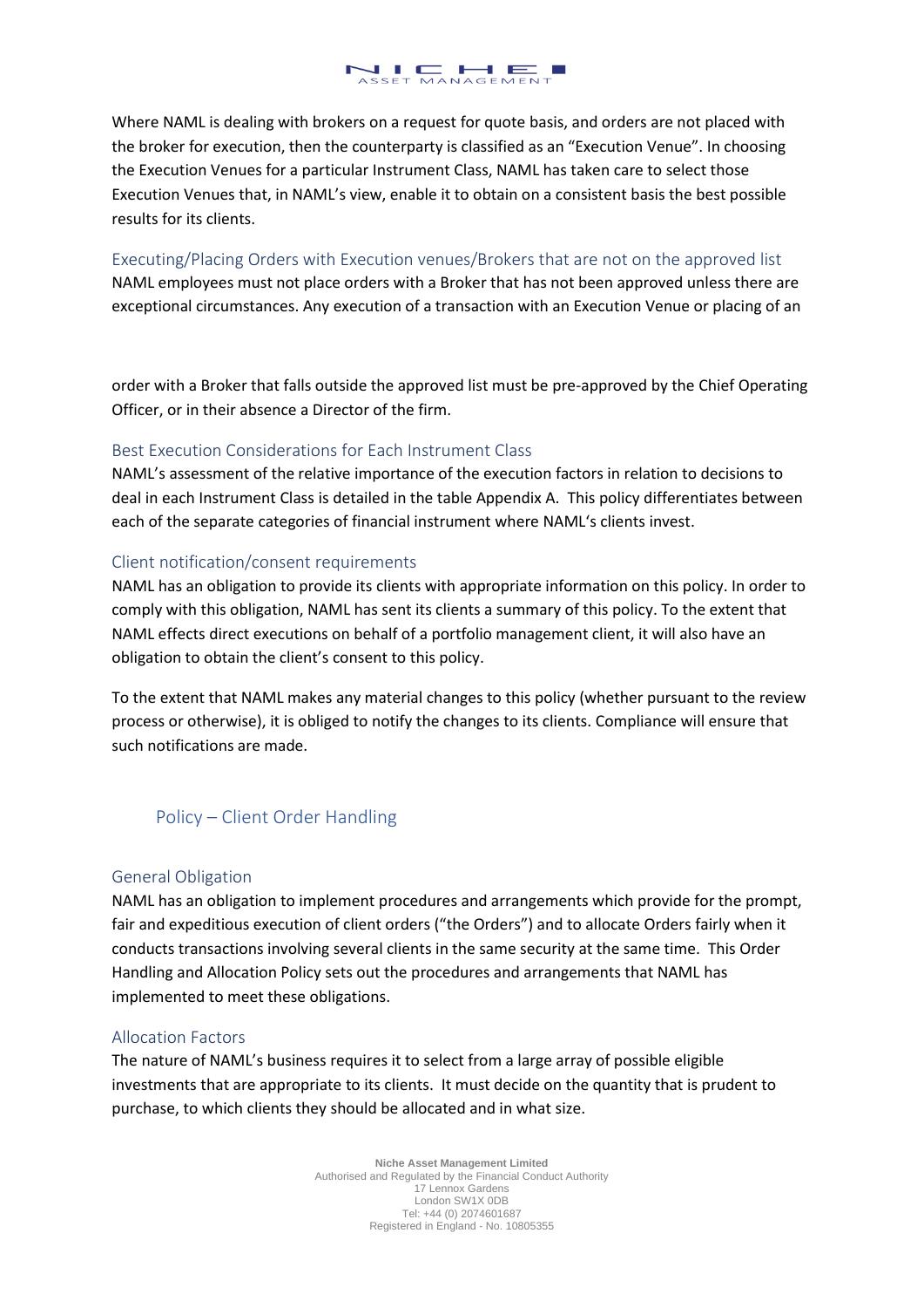Where NAML is dealing with brokers on a request for quote basis, and orders are not placed with the broker for execution, then the counterparty is classified as an "Execution Venue". In choosing the Execution Venues for a particular Instrument Class, NAML has taken care to select those Execution Venues that, in NAML's view, enable it to obtain on a consistent basis the best possible results for its clients.

### Executing/Placing Orders with Execution venues/Brokers that are not on the approved list

NAML employees must not place orders with a Broker that has not been approved unless there are exceptional circumstances. Any execution of a transaction with an Execution Venue or placing of an order with a Broker that falls outside the approved list must be pre-approved by the Chief Operating Officer, or in their absence a Director of the firm.

### Best Execution Considerations for Each Instrument Class

NAML's assessment of the relative importance of the execution factors in relation to decisions to deal in each Instrument Class is detailed in the table Appendix A. This policy differentiates between each of the separate categories of financial instrument where NAML's clients invest.

### Client notification/consent requirements

NAML has an obligation to provide its clients with appropriate information on this policy. In order to comply with this obligation, NAML has sent its clients a summary of this policy. To the extent that NAML effects direct executions on behalf of a portfolio management client, it will also have an obligation to obtain the client's consent to this policy.

To the extent that NAML makes any material changes to this policy (whether pursuant to the review process or otherwise), it is obliged to notify the changes to its clients. Compliance will ensure that such notifications are made.

## Policy – Client Order Handling

### General Obligation

NAML has an obligation to implement procedures and arrangements which provide for the prompt, fair and expeditious execution of client orders ("the Orders") and to allocate Orders fairly when it conducts transactions involving several clients in the same security at the same time. This Order Handling and Allocation Policy sets out the procedures and arrangements that NAML has implemented to meet these obligations.

### Allocation Factors

The nature of NAML's business requires it to select from a large array of possible eligible investments that are appropriate to its clients. It must decide on the quantity that is prudent to purchase, to which clients they should be allocated and in what size.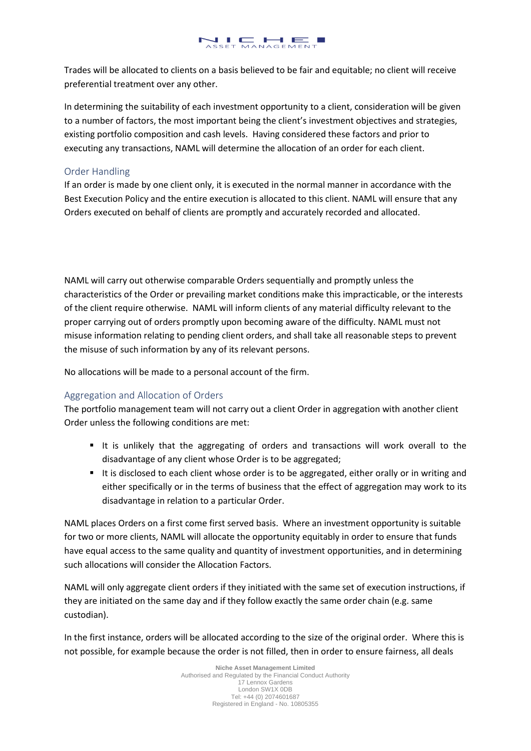Trades will be allocated to clients on a basis believed to be fair and equitable; no client will receive preferential treatment over any other.

In determining the suitability of each investment opportunity to a client, consideration will be given to a number of factors, the most important being the client's investment objectives and strategies, existing portfolio composition and cash levels. Having considered these factors and prior to executing any transactions, NAML will determine the allocation of an order for each client.

## Order Handling

If an order is made by one client only, it is executed in the normal manner in accordance with the Best Execution Policy and the entire execution is allocated to this client. NAML will ensure that any Orders executed on behalf of clients are promptly and accurately recorded and allocated.

NAML will carry out otherwise comparable Orders sequentially and promptly unless the characteristics of the Order or prevailing market conditions make this impracticable, or the interests of the client require otherwise. NAML will inform clients of any material difficulty relevant to the proper carrying out of orders promptly upon becoming aware of the difficulty. NAML must not misuse information relating to pending client orders, and shall take all reasonable steps to prevent the misuse of such information by any of its relevant persons.

No allocations will be made to a personal account of the firm.

## Aggregation and Allocation of Orders

The portfolio management team will not carry out a client Order in aggregation with another client Order unless the following conditions are met:

- It is unlikely that the aggregating of orders and transactions will work overall to the disadvantage of any client whose Order is to be aggregated;
- It is disclosed to each client whose order is to be aggregated, either orally or in writing and either specifically or in the terms of business that the effect of aggregation may work to its disadvantage in relation to a particular Order.

NAML places Orders on a first come first served basis. Where an investment opportunity is suitable for two or more clients, NAML will allocate the opportunity equitably in order to ensure that funds have equal access to the same quality and quantity of investment opportunities, and in determining such allocations will consider the Allocation Factors.

NAML will only aggregate client orders if they initiated with the same set of execution instructions, if they are initiated on the same day and if they follow exactly the same order chain (e.g. same custodian).

In the first instance, orders will be allocated according to the size of the original order. Where this is not possible, for example because the order is not filled, then in order to ensure fairness, all deals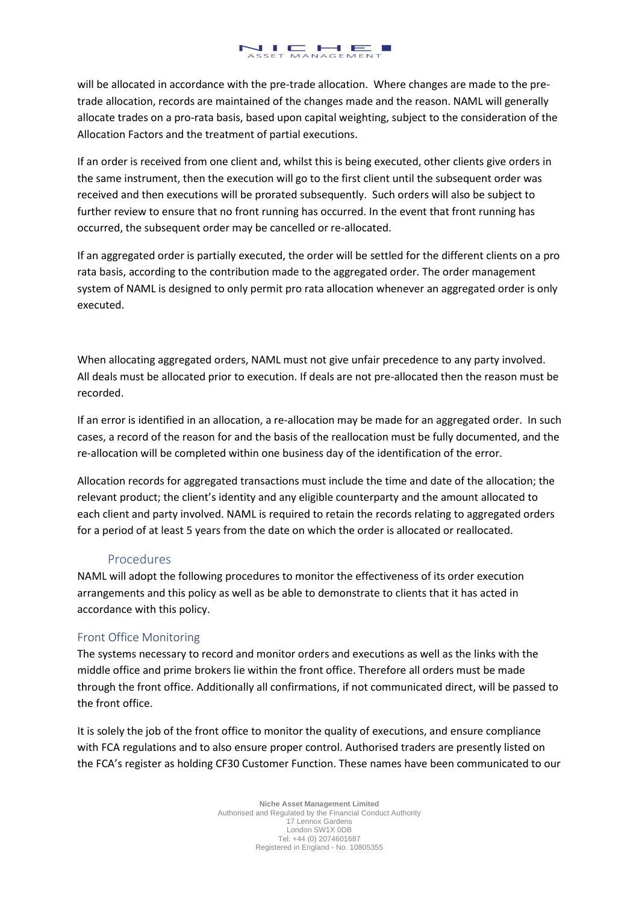will be allocated in accordance with the pre-trade allocation. Where changes are made to the pre-trade allocation, records are maintained of the changes made and the reason. NAML will generally allocate trades on a pro-rata basis, based upon capital weighting, subject to the consideration of the Allocation Factors and the treatment of partial executions.

If an order is received from one client and, whilst this is being executed, other clients give orders in the same instrument, then the execution will go to the first client until the subsequent order was received and then executions will be prorated subsequently. Such orders will also be subject to further review to ensure that no front running has occurred. In the event that front running has occurred, the subsequent order may be cancelled or re-allocated.

If an aggregated order is partially executed, the order will be settled for the different clients on a pro rata basis, according to the contribution made to the aggregated order. The order management system of NAML is designed to only permit pro rata allocation whenever an aggregated order is only executed.

When allocating aggregated orders, NAML must not give unfair precedence to any party involved. All deals must be allocated prior to execution. If deals are not pre-allocated then the reason must be recorded.

If an error is identified in an allocation, a re-allocation may be made for an aggregated order. In such cases, a record of the reason for and the basis of the reallocation must be fully documented, and the re-allocation will be completed within one business day of the identification of the error.

Allocation records for aggregated transactions must include the time and date of the allocation; the relevant product; the client's identity and any eligible counterparty and the amount allocated to each client and party involved. NAML is required to retain the records relating to aggregated orders for a period of at least 5 years from the date on which the order is allocated or reallocated.

## Procedures

NAML will adopt the following procedures to monitor the effectiveness of its order execution arrangements and this policy as well as be able to demonstrate to clients that it has acted in accordance with this policy.

### Front Office Monitoring

The systems necessary to record and monitor orders and executions as well as the links with the middle office and prime brokers lie within the front office. Therefore all orders must be made through the front office. Additionally all confirmations, if not communicated direct, will be passed to the front office.

It is solely the job of the front office to monitor the quality of executions, and ensure compliance with FCA regulations and to also ensure proper control. Authorised traders are presently listed on the FCA's register as holding CF30 Customer Function. These names have been communicated to our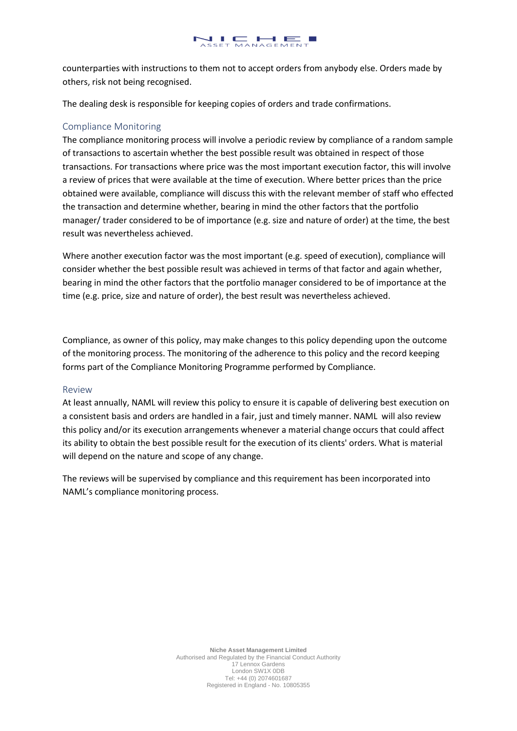counterparties with instructions to them not to accept orders from anybody else. Orders made by others, risk not being recognised.

The dealing desk is responsible for keeping copies of orders and trade confirmations.

## Compliance Monitoring

The compliance monitoring process will involve a periodic review by compliance of a random sample of transactions to ascertain whether the best possible result was obtained in respect of those transactions. For transactions where price was the most important execution factor, this will involve a review of prices that were available at the time of execution. Where better prices than the price obtained were available, compliance will discuss this with the relevant member of staff who effected the transaction and determine whether, bearing in mind the other factors that the portfolio manager/ trader considered to be of importance (e.g. size and nature of order) at the time, the best result was nevertheless achieved.

Where another execution factor was the most important (e.g. speed of execution), compliance will consider whether the best possible result was achieved in terms of that factor and again whether, bearing in mind the other factors that the portfolio manager considered to be of importance at the time (e.g. price, size and nature of order), the best result was nevertheless achieved.

Compliance, as owner of this policy, may make changes to this policy depending upon the outcome of the monitoring process. The monitoring of the adherence to this policy and the record keeping forms part of the Compliance Monitoring Programme performed by Compliance.

## Review

At least annually, NAML will review this policy to ensure it is capable of delivering best execution on a consistent basis and orders are handled in a fair, just and timely manner. NAML will also review this policy and/or its execution arrangements whenever a material change occurs that could affect its ability to obtain the best possible result for the execution of its clients' orders. What is material will depend on the nature and scope of any change.

The reviews will be supervised by compliance and this requirement has been incorporated into NAML's compliance monitoring process.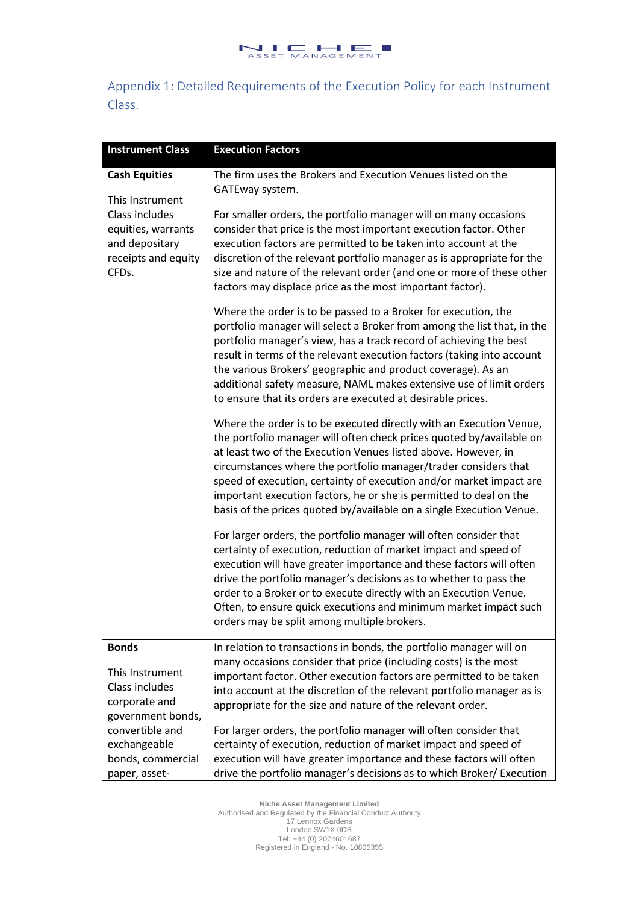## Appendix 1: Detailed Requirements of the Execution Policy for each Instrument Class.

| Instrument Class | Execution Factors |
|---|---|
| **Cash Equities**<br><br>This Instrument Class includes equities, warrants and depositary receipts and equity CFDs. | The firm uses the Brokers and Execution Venues listed on the GATEway system.<br><br>For smaller orders, the portfolio manager will on many occasions consider that price is the most important execution factor. Other execution factors are permitted to be taken into account at the discretion of the relevant portfolio manager as is appropriate for the size and nature of the relevant order (and one or more of these other factors may displace price as the most important factor).<br><br>Where the order is to be passed to a Broker for execution, the portfolio manager will select a Broker from among the list that, in the portfolio manager's view, has a track record of achieving the best result in terms of the relevant execution factors (taking into account the various Brokers' geographic and product coverage). As an additional safety measure, NAML makes extensive use of limit orders to ensure that its orders are executed at desirable prices.<br><br>Where the order is to be executed directly with an Execution Venue, the portfolio manager will often check prices quoted by/available on at least two of the Execution Venues listed above. However, in circumstances where the portfolio manager/trader considers that speed of execution, certainty of execution and/or market impact are important execution factors, he or she is permitted to deal on the basis of the prices quoted by/available on a single Execution Venue.<br><br>For larger orders, the portfolio manager will often consider that certainty of execution, reduction of market impact and speed of execution will have greater importance and these factors will often drive the portfolio manager's decisions as to whether to pass the order to a Broker or to execute directly with an Execution Venue. Often, to ensure quick executions and minimum market impact such orders may be split among multiple brokers. |
| **Bonds**<br><br>This Instrument Class includes corporate and government bonds, convertible and exchangeable bonds, commercial paper, asset- | In relation to transactions in bonds, the portfolio manager will on many occasions consider that price (including costs) is the most important factor. Other execution factors are permitted to be taken into account at the discretion of the relevant portfolio manager as is appropriate for the size and nature of the relevant order.<br><br>For larger orders, the portfolio manager will often consider that certainty of execution, reduction of market impact and speed of execution will have greater importance and these factors will often drive the portfolio manager's decisions as to which Broker/ Execution |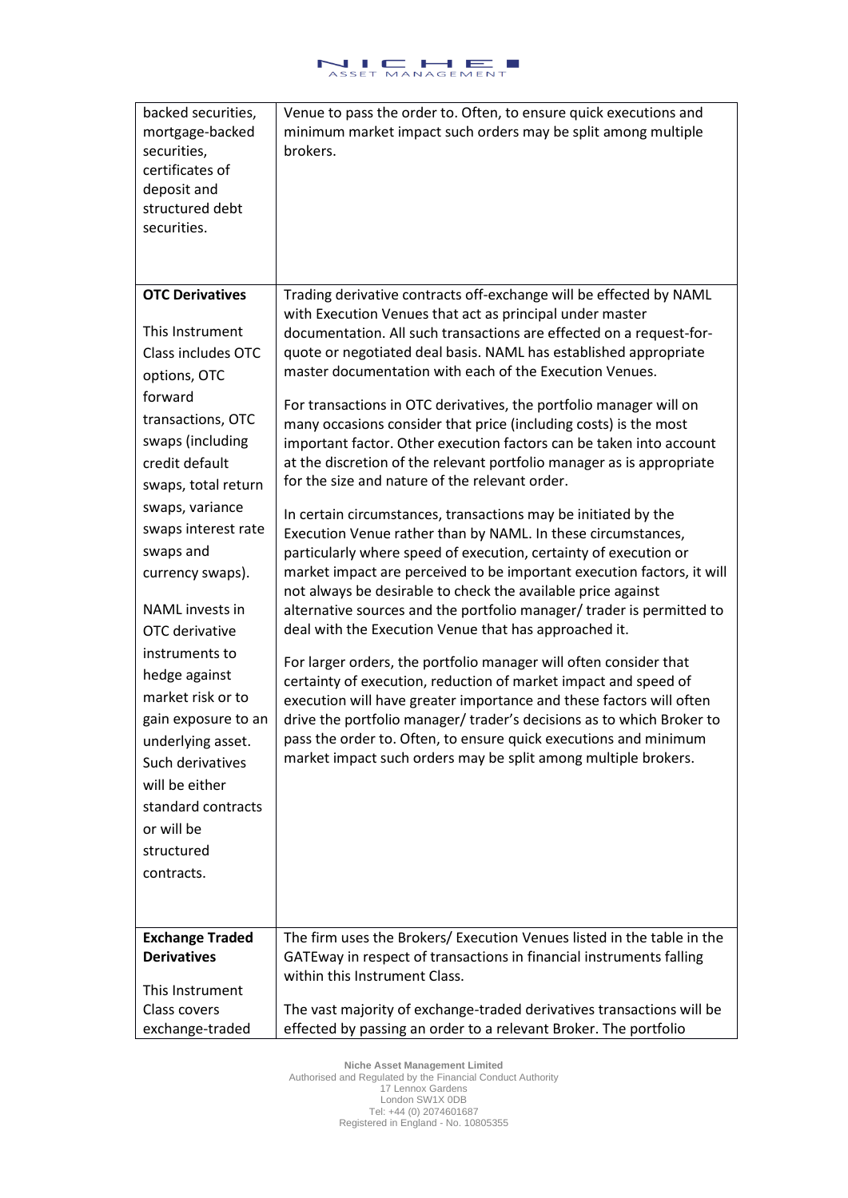| | |
|---|---|
| backed securities, mortgage-backed securities, certificates of deposit and structured debt securities. | Venue to pass the order to. Often, to ensure quick executions and minimum market impact such orders may be split among multiple brokers. |
| **OTC Derivatives**<br><br>This Instrument Class includes OTC options, OTC forward transactions, OTC swaps (including credit default swaps, total return swaps, variance swaps interest rate swaps and currency swaps).<br><br>NAML invests in OTC derivative instruments to hedge against market risk or to gain exposure to an underlying asset. Such derivatives will be either standard contracts or will be structured contracts. | Trading derivative contracts off-exchange will be effected by NAML with Execution Venues that act as principal under master documentation. All such transactions are effected on a request-for-quote or negotiated deal basis. NAML has established appropriate master documentation with each of the Execution Venues.<br><br>For transactions in OTC derivatives, the portfolio manager will on many occasions consider that price (including costs) is the most important factor. Other execution factors can be taken into account at the discretion of the relevant portfolio manager as is appropriate for the size and nature of the relevant order.<br><br>In certain circumstances, transactions may be initiated by the Execution Venue rather than by NAML. In these circumstances, particularly where speed of execution, certainty of execution or market impact are perceived to be important execution factors, it will not always be desirable to check the available price against alternative sources and the portfolio manager/ trader is permitted to deal with the Execution Venue that has approached it.<br><br>For larger orders, the portfolio manager will often consider that certainty of execution, reduction of market impact and speed of execution will have greater importance and these factors will often drive the portfolio manager/ trader's decisions as to which Broker to pass the order to. Often, to ensure quick executions and minimum market impact such orders may be split among multiple brokers. |
| **Exchange Traded Derivatives**<br><br>This Instrument Class covers exchange-traded | The firm uses the Brokers/ Execution Venues listed in the table in the GATEway in respect of transactions in financial instruments falling within this Instrument Class.<br><br>The vast majority of exchange-traded derivatives transactions will be effected by passing an order to a relevant Broker. The portfolio |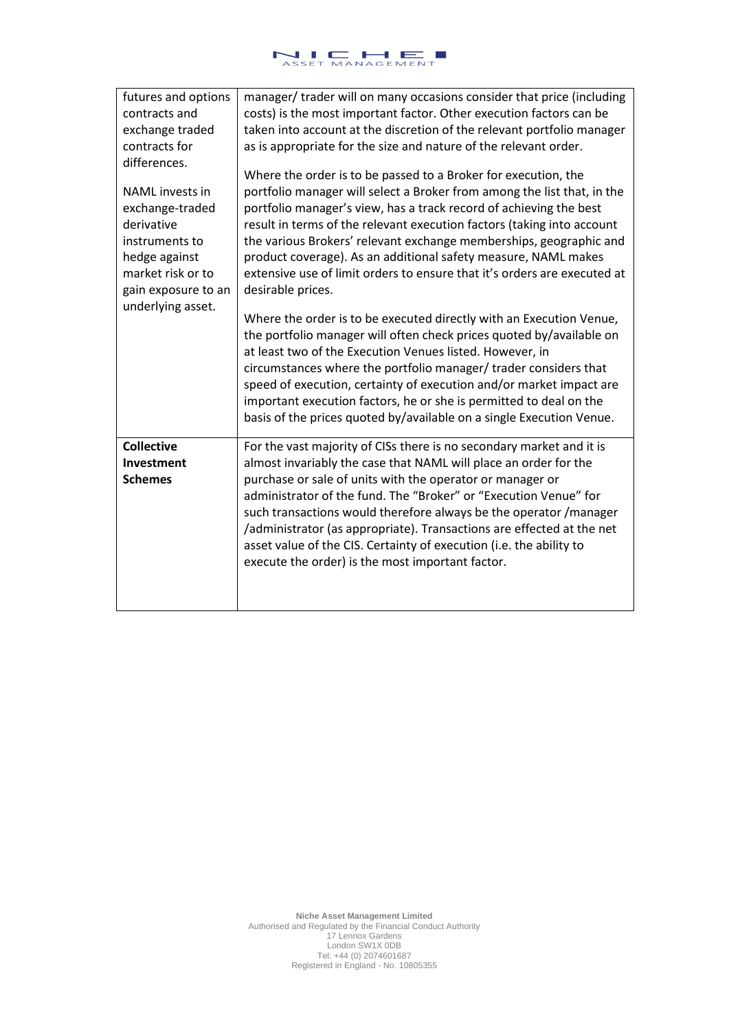| | |
|---|---|
| futures and options contracts and exchange traded contracts for differences.<br><br>NAML invests in exchange-traded derivative instruments to hedge against market risk or to gain exposure to an underlying asset. | manager/ trader will on many occasions consider that price (including costs) is the most important factor. Other execution factors can be taken into account at the discretion of the relevant portfolio manager as is appropriate for the size and nature of the relevant order.<br><br>Where the order is to be passed to a Broker for execution, the portfolio manager will select a Broker from among the list that, in the portfolio manager's view, has a track record of achieving the best result in terms of the relevant execution factors (taking into account the various Brokers' relevant exchange memberships, geographic and product coverage). As an additional safety measure, NAML makes extensive use of limit orders to ensure that it's orders are executed at desirable prices.<br><br>Where the order is to be executed directly with an Execution Venue, the portfolio manager will often check prices quoted by/available on at least two of the Execution Venues listed. However, in circumstances where the portfolio manager/ trader considers that speed of execution, certainty of execution and/or market impact are important execution factors, he or she is permitted to deal on the basis of the prices quoted by/available on a single Execution Venue. |
| **Collective Investment Schemes** | For the vast majority of CISs there is no secondary market and it is almost invariably the case that NAML will place an order for the purchase or sale of units with the operator or manager or administrator of the fund. The "Broker" or "Execution Venue" for such transactions would therefore always be the operator /manager /administrator (as appropriate). Transactions are effected at the net asset value of the CIS. Certainty of execution (i.e. the ability to execute the order) is the most important factor. |